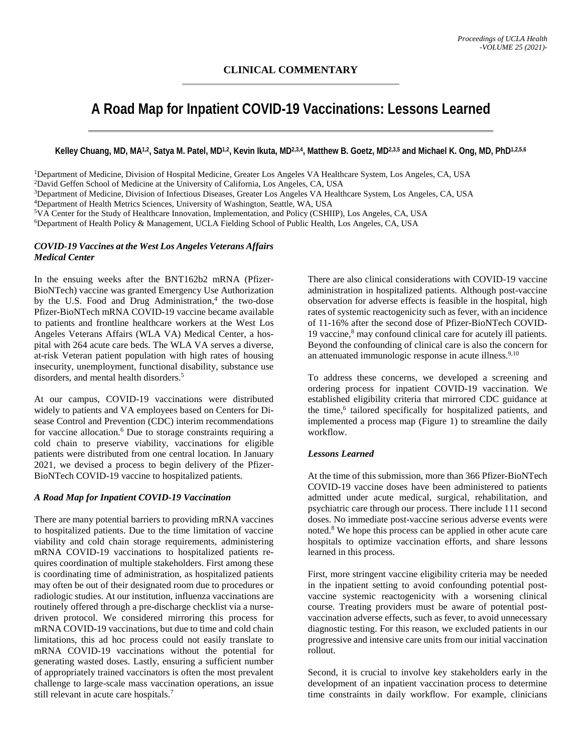**CLINICAL COMMENTARY**

# A Road Map for Inpatient COVID-19 Vaccinations: Lessons Learned

**Kelley Chuang, MD, MA[1,2], Satya M. Patel, MD[1,2], Kevin Ikuta, MD[2,3,4], Matthew B. Goetz, MD[2,3,5] and Michael K. Ong, MD, PhD[1,2,5,6]**

[1]Department of Medicine, Division of Hospital Medicine, Greater Los Angeles VA Healthcare System, Los Angeles, CA, USA
[2]David Geffen School of Medicine at the University of California, Los Angeles, CA, USA
[3]Department of Medicine, Division of Infectious Diseases, Greater Los Angeles VA Healthcare System, Los Angeles, CA, USA
[4]Department of Health Metrics Sciences, University of Washington, Seattle, WA, USA
[5]VA Center for the Study of Healthcare Innovation, Implementation, and Policy (CSHIIP), Los Angeles, CA, USA
[6]Department of Health Policy & Management, UCLA Fielding School of Public Health, Los Angeles, CA, USA

### *COVID-19 Vaccines at the West Los Angeles Veterans Affairs Medical Center*

In the ensuing weeks after the BNT162b2 mRNA (Pfizer-BioNTech) vaccine was granted Emergency Use Authorization by the U.S. Food and Drug Administration,[4] the two-dose Pfizer-BioNTech mRNA COVID-19 vaccine became available to patients and frontline healthcare workers at the West Los Angeles Veterans Affairs (WLA VA) Medical Center, a hospital with 264 acute care beds. The WLA VA serves a diverse, at-risk Veteran patient population with high rates of housing insecurity, unemployment, functional disability, substance use disorders, and mental health disorders.[5]

At our campus, COVID-19 vaccinations were distributed widely to patients and VA employees based on Centers for Disease Control and Prevention (CDC) interim recommendations for vaccine allocation.[6] Due to storage constraints requiring a cold chain to preserve viability, vaccinations for eligible patients were distributed from one central location. In January 2021, we devised a process to begin delivery of the Pfizer-BioNTech COVID-19 vaccine to hospitalized patients.

### *A Road Map for Inpatient COVID-19 Vaccination*

There are many potential barriers to providing mRNA vaccines to hospitalized patients. Due to the time limitation of vaccine viability and cold chain storage requirements, administering mRNA COVID-19 vaccinations to hospitalized patients requires coordination of multiple stakeholders. First among these is coordinating time of administration, as hospitalized patients may often be out of their designated room due to procedures or radiologic studies. At our institution, influenza vaccinations are routinely offered through a pre-discharge checklist via a nurse-driven protocol. We considered mirroring this process for mRNA COVID-19 vaccinations, but due to time and cold chain limitations, this ad hoc process could not easily translate to mRNA COVID-19 vaccinations without the potential for generating wasted doses. Lastly, ensuring a sufficient number of appropriately trained vaccinators is often the most prevalent challenge to large-scale mass vaccination operations, an issue still relevant in acute care hospitals.[7]

There are also clinical considerations with COVID-19 vaccine administration in hospitalized patients. Although post-vaccine observation for adverse effects is feasible in the hospital, high rates of systemic reactogenicity such as fever, with an incidence of 11-16% after the second dose of Pfizer-BioNTech COVID-19 vaccine,[8] may confound clinical care for acutely ill patients. Beyond the confounding of clinical care is also the concern for an attenuated immunologic response in acute illness.[9,10]

To address these concerns, we developed a screening and ordering process for inpatient COVID-19 vaccination. We established eligibility criteria that mirrored CDC guidance at the time,[6] tailored specifically for hospitalized patients, and implemented a process map (Figure 1) to streamline the daily workflow.

### *Lessons Learned*

At the time of this submission, more than 366 Pfizer-BioNTech COVID-19 vaccine doses have been administered to patients admitted under acute medical, surgical, rehabilitation, and psychiatric care through our process. There include 111 second doses. No immediate post-vaccine serious adverse events were noted.[8] We hope this process can be applied in other acute care hospitals to optimize vaccination efforts, and share lessons learned in this process.

First, more stringent vaccine eligibility criteria may be needed in the inpatient setting to avoid confounding potential post-vaccine systemic reactogenicity with a worsening clinical course. Treating providers must be aware of potential post-vaccination adverse effects, such as fever, to avoid unnecessary diagnostic testing. For this reason, we excluded patients in our progressive and intensive care units from our initial vaccination rollout.

Second, it is crucial to involve key stakeholders early in the development of an inpatient vaccination process to determine time constraints in daily workflow. For example, clinicians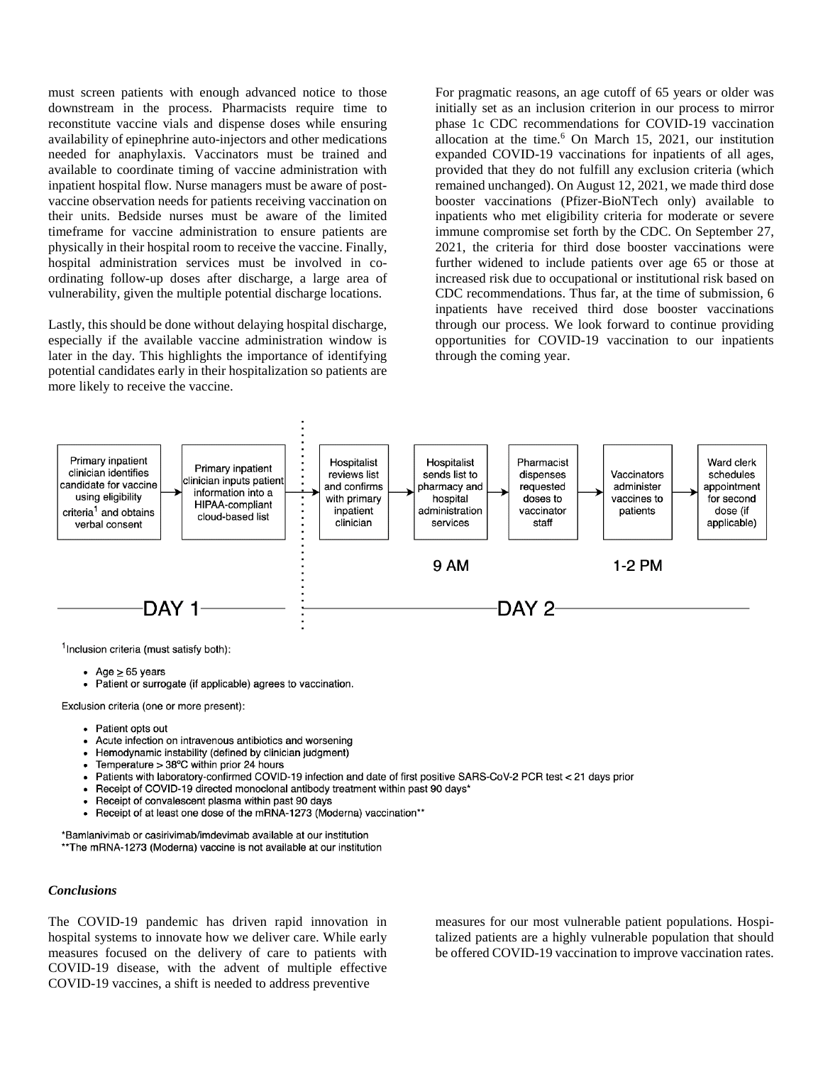must screen patients with enough advanced notice to those downstream in the process. Pharmacists require time to reconstitute vaccine vials and dispense doses while ensuring availability of epinephrine auto-injectors and other medications needed for anaphylaxis. Vaccinators must be trained and available to coordinate timing of vaccine administration with inpatient hospital flow. Nurse managers must be aware of post-vaccine observation needs for patients receiving vaccination on their units. Bedside nurses must be aware of the limited timeframe for vaccine administration to ensure patients are physically in their hospital room to receive the vaccine. Finally, hospital administration services must be involved in co-ordinating follow-up doses after discharge, a large area of vulnerability, given the multiple potential discharge locations.

Lastly, this should be done without delaying hospital discharge, especially if the available vaccine administration window is later in the day. This highlights the importance of identifying potential candidates early in their hospitalization so patients are more likely to receive the vaccine.

For pragmatic reasons, an age cutoff of 65 years or older was initially set as an inclusion criterion in our process to mirror phase 1c CDC recommendations for COVID-19 vaccination allocation at the time.[6] On March 15, 2021, our institution expanded COVID-19 vaccinations for inpatients of all ages, provided that they do not fulfill any exclusion criteria (which remained unchanged). On August 12, 2021, we made third dose booster vaccinations (Pfizer-BioNTech only) available to inpatients who met eligibility criteria for moderate or severe immune compromise set forth by the CDC. On September 27, 2021, the criteria for third dose booster vaccinations were further widened to include patients over age 65 or those at increased risk due to occupational or institutional risk based on CDC recommendations. Thus far, at the time of submission, 6 inpatients have received third dose booster vaccinations through our process. We look forward to continue providing opportunities for COVID-19 vaccination to our inpatients through the coming year.

**DAY 1:**

1. Primary inpatient clinician identifies candidate for vaccine using eligibility criteria[1] and obtains verbal consent →
2. Primary inpatient clinician inputs patient information into a HIPAA-compliant cloud-based list

**DAY 2:**

3. Hospitalist reviews list and confirms with primary inpatient clinician →
4. Hospitalist sends list to pharmacy and hospital administration services (9 AM) →
5. Pharmacist dispenses requested doses to vaccinator staff →
6. Vaccinators administer vaccines to patients (1-2 PM) →
7. Ward clerk schedules appointment for second dose (if applicable)

[1]Inclusion criteria (must satisfy both):

- Age ≥ 65 years
- Patient or surrogate (if applicable) agrees to vaccination.

Exclusion criteria (one or more present):

- Patient opts out
- Acute infection on intravenous antibiotics and worsening
- Hemodynamic instability (defined by clinician judgment)
- Temperature > 38°C within prior 24 hours
- Patients with laboratory-confirmed COVID-19 infection and date of first positive SARS-CoV-2 PCR test < 21 days prior
- Receipt of COVID-19 directed monoclonal antibody treatment within past 90 days*
- Receipt of convalescent plasma within past 90 days
- Receipt of at least one dose of the mRNA-1273 (Moderna) vaccination**

*Bamlanivimab or casirivimab/imdevimab available at our institution
**The mRNA-1273 (Moderna) vaccine is not available at our institution

### *Conclusions*

The COVID-19 pandemic has driven rapid innovation in hospital systems to innovate how we deliver care. While early measures focused on the delivery of care to patients with COVID-19 disease, with the advent of multiple effective COVID-19 vaccines, a shift is needed to address preventive measures for our most vulnerable patient populations. Hospitalized patients are a highly vulnerable population that should be offered COVID-19 vaccination to improve vaccination rates.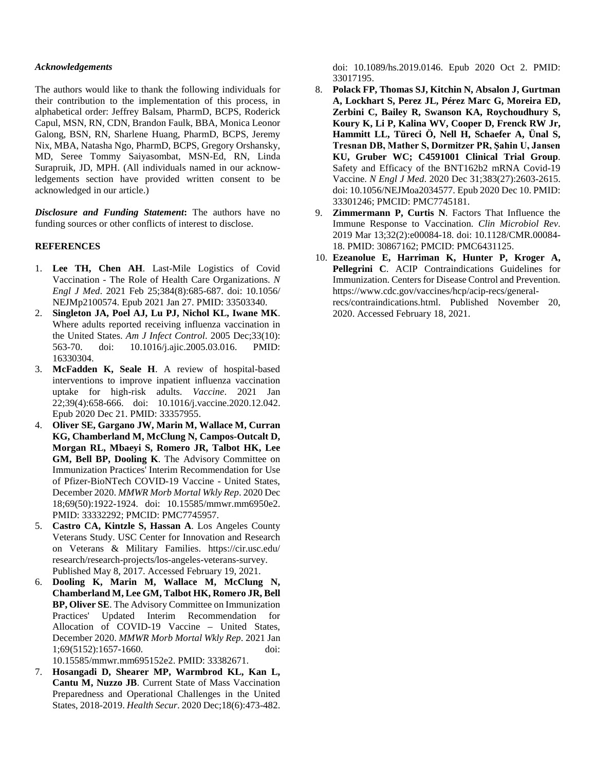### *Acknowledgements*

The authors would like to thank the following individuals for their contribution to the implementation of this process, in alphabetical order: Jeffrey Balsam, PharmD, BCPS, Roderick Capul, MSN, RN, CDN, Brandon Faulk, BBA, Monica Leonor Galong, BSN, RN, Sharlene Huang, PharmD, BCPS, Jeremy Nix, MBA, Natasha Ngo, PharmD, BCPS, Gregory Orshansky, MD, Seree Tommy Saiyasombat, MSN-Ed, RN, Linda Surapruik, JD, MPH. (All individuals named in our acknowledgements section have provided written consent to be acknowledged in our article.)

***Disclosure and Funding Statement*:** The authors have no funding sources or other conflicts of interest to disclose.

### REFERENCES

1. **Lee TH, Chen AH**. Last-Mile Logistics of Covid Vaccination - The Role of Health Care Organizations. *N Engl J Med*. 2021 Feb 25;384(8):685-687. doi: 10.1056/NEJMp2100574. Epub 2021 Jan 27. PMID: 33503340.
2. **Singleton JA, Poel AJ, Lu PJ, Nichol KL, Iwane MK**. Where adults reported receiving influenza vaccination in the United States. *Am J Infect Control*. 2005 Dec;33(10): 563-70. doi: 10.1016/j.ajic.2005.03.016. PMID: 16330304.
3. **McFadden K, Seale H**. A review of hospital-based interventions to improve inpatient influenza vaccination uptake for high-risk adults. *Vaccine*. 2021 Jan 22;39(4):658-666. doi: 10.1016/j.vaccine.2020.12.042. Epub 2020 Dec 21. PMID: 33357955.
4. **Oliver SE, Gargano JW, Marin M, Wallace M, Curran KG, Chamberland M, McClung N, Campos-Outcalt D, Morgan RL, Mbaeyi S, Romero JR, Talbot HK, Lee GM, Bell BP, Dooling K**. The Advisory Committee on Immunization Practices' Interim Recommendation for Use of Pfizer-BioNTech COVID-19 Vaccine - United States, December 2020. *MMWR Morb Mortal Wkly Rep*. 2020 Dec 18;69(50):1922-1924. doi: 10.15585/mmwr.mm6950e2. PMID: 33332292; PMCID: PMC7745957.
5. **Castro CA, Kintzle S, Hassan A**. Los Angeles County Veterans Study. USC Center for Innovation and Research on Veterans & Military Families. https://cir.usc.edu/research/research-projects/los-angeles-veterans-survey. Published May 8, 2017. Accessed February 19, 2021.
6. **Dooling K, Marin M, Wallace M, McClung N, Chamberland M, Lee GM, Talbot HK, Romero JR, Bell BP, Oliver SE**. The Advisory Committee on Immunization Practices' Updated Interim Recommendation for Allocation of COVID-19 Vaccine – United States, December 2020. *MMWR Morb Mortal Wkly Rep*. 2021 Jan 1;69(5152):1657-1660. doi: 10.15585/mmwr.mm695152e2. PMID: 33382671.
7. **Hosangadi D, Shearer MP, Warmbrod KL, Kan L, Cantu M, Nuzzo JB**. Current State of Mass Vaccination Preparedness and Operational Challenges in the United States, 2018-2019. *Health Secur*. 2020 Dec;18(6):473-482. doi: 10.1089/hs.2019.0146. Epub 2020 Oct 2. PMID: 33017195.
8. **Polack FP, Thomas SJ, Kitchin N, Absalon J, Gurtman A, Lockhart S, Perez JL, Pérez Marc G, Moreira ED, Zerbini C, Bailey R, Swanson KA, Roychoudhury S, Koury K, Li P, Kalina WV, Cooper D, Frenck RW Jr, Hammitt LL, Türeci Ö, Nell H, Schaefer A, Ünal S, Tresnan DB, Mather S, Dormitzer PR, Şahin U, Jansen KU, Gruber WC; C4591001 Clinical Trial Group**. Safety and Efficacy of the BNT162b2 mRNA Covid-19 Vaccine. *N Engl J Med*. 2020 Dec 31;383(27):2603-2615. doi: 10.1056/NEJMoa2034577. Epub 2020 Dec 10. PMID: 33301246; PMCID: PMC7745181.
9. **Zimmermann P, Curtis N**. Factors That Influence the Immune Response to Vaccination. *Clin Microbiol Rev*. 2019 Mar 13;32(2):e00084-18. doi: 10.1128/CMR.00084-18. PMID: 30867162; PMCID: PMC6431125.
10. **Ezeanolue E, Harriman K, Hunter P, Kroger A, Pellegrini C**. ACIP Contraindications Guidelines for Immunization. Centers for Disease Control and Prevention. https://www.cdc.gov/vaccines/hcp/acip-recs/general-recs/contraindications.html. Published November 20, 2020. Accessed February 18, 2021.